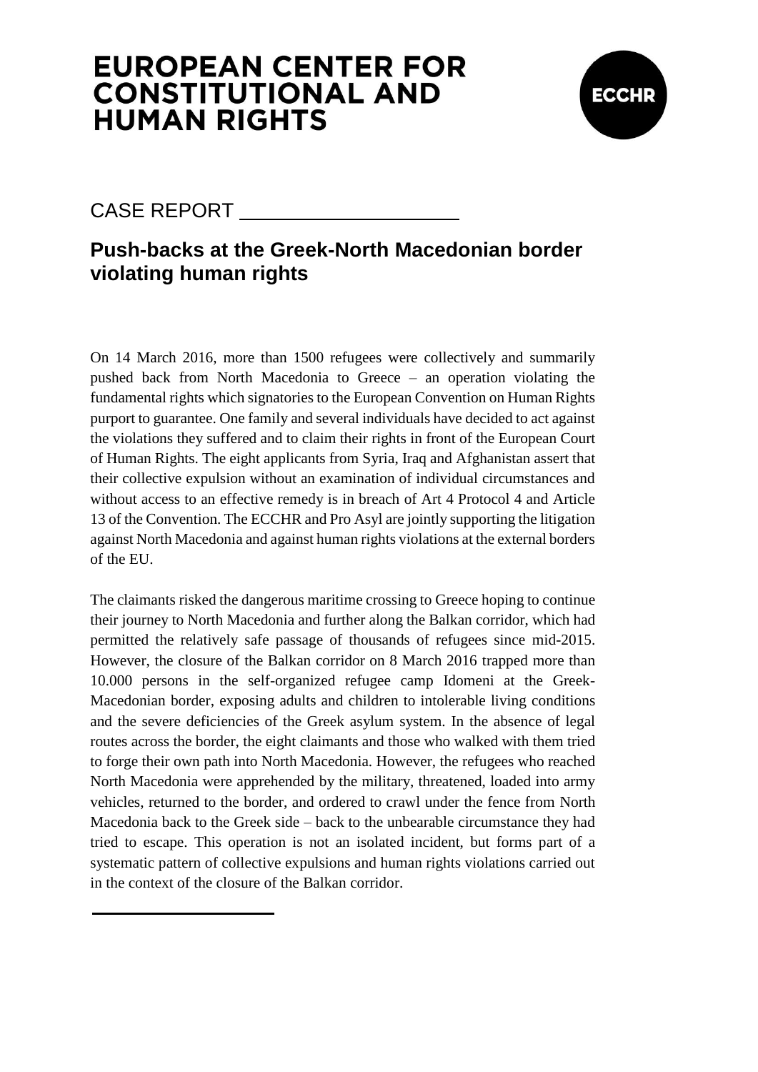# EUROPEAN CENTER FOR CONSTITUTIONAL AND HUMAN RIGHTS

ECCHR

CASE REPORT

## Push-backs at the Greek-North Macedonian border violating human rights

On 14 March 2016, more than 1500 refugees were collectively and summarily pushed back from North Macedonia to Greece – an operation violating the fundamental rights which signatories to the European Convention on Human Rights purport to guarantee. One family and several individuals have decided to act against the violations they suffered and to claim their rights in front of the European Court of Human Rights. The eight applicants from Syria, Iraq and Afghanistan assert that their collective expulsion without an examination of individual circumstances and without access to an effective remedy is in breach of Art 4 Protocol 4 and Article 13 of the Convention. The ECCHR and Pro Asyl are jointly supporting the litigation against North Macedonia and against human rights violations at the external borders of the EU.

The claimants risked the dangerous maritime crossing to Greece hoping to continue their journey to North Macedonia and further along the Balkan corridor, which had permitted the relatively safe passage of thousands of refugees since mid-2015. However, the closure of the Balkan corridor on 8 March 2016 trapped more than 10.000 persons in the self-organized refugee camp Idomeni at the Greek-Macedonian border, exposing adults and children to intolerable living conditions and the severe deficiencies of the Greek asylum system. In the absence of legal routes across the border, the eight claimants and those who walked with them tried to forge their own path into North Macedonia. However, the refugees who reached North Macedonia were apprehended by the military, threatened, loaded into army vehicles, returned to the border, and ordered to crawl under the fence from North Macedonia back to the Greek side – back to the unbearable circumstance they had tried to escape. This operation is not an isolated incident, but forms part of a systematic pattern of collective expulsions and human rights violations carried out in the context of the closure of the Balkan corridor.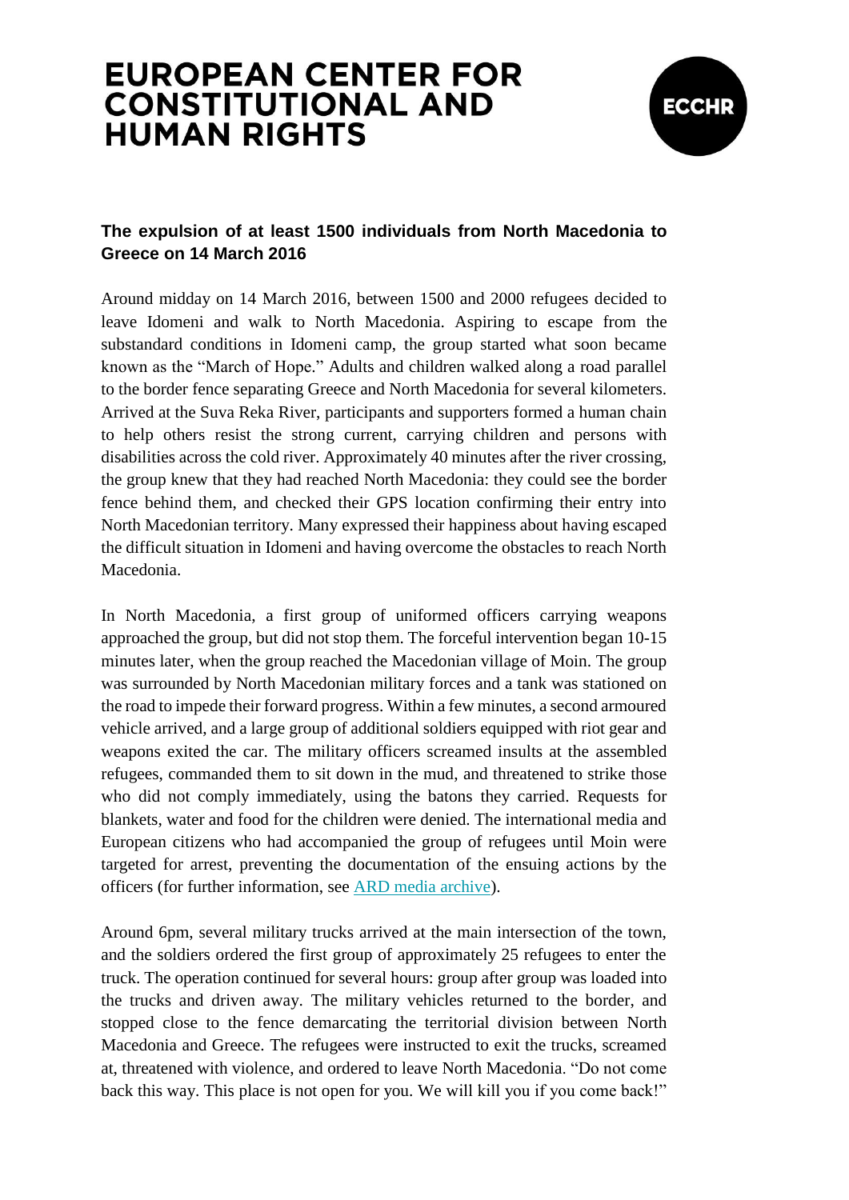# EUROPEAN CENTER FOR CONSTITUTIONAL AND HUMAN RIGHTS

ECCHR

**The expulsion of at least 1500 individuals from North Macedonia to Greece on 14 March 2016**

Around midday on 14 March 2016, between 1500 and 2000 refugees decided to leave Idomeni and walk to North Macedonia. Aspiring to escape from the substandard conditions in Idomeni camp, the group started what soon became known as the "March of Hope." Adults and children walked along a road parallel to the border fence separating Greece and North Macedonia for several kilometers. Arrived at the Suva Reka River, participants and supporters formed a human chain to help others resist the strong current, carrying children and persons with disabilities across the cold river. Approximately 40 minutes after the river crossing, the group knew that they had reached North Macedonia: they could see the border fence behind them, and checked their GPS location confirming their entry into North Macedonian territory. Many expressed their happiness about having escaped the difficult situation in Idomeni and having overcome the obstacles to reach North Macedonia.

In North Macedonia, a first group of uniformed officers carrying weapons approached the group, but did not stop them. The forceful intervention began 10-15 minutes later, when the group reached the Macedonian village of Moin. The group was surrounded by North Macedonian military forces and a tank was stationed on the road to impede their forward progress. Within a few minutes, a second armoured vehicle arrived, and a large group of additional soldiers equipped with riot gear and weapons exited the car. The military officers screamed insults at the assembled refugees, commanded them to sit down in the mud, and threatened to strike those who did not comply immediately, using the batons they carried. Requests for blankets, water and food for the children were denied. The international media and European citizens who had accompanied the group of refugees until Moin were targeted for arrest, preventing the documentation of the ensuing actions by the officers (for further information, see ARD media archive).

Around 6pm, several military trucks arrived at the main intersection of the town, and the soldiers ordered the first group of approximately 25 refugees to enter the truck. The operation continued for several hours: group after group was loaded into the trucks and driven away. The military vehicles returned to the border, and stopped close to the fence demarcating the territorial division between North Macedonia and Greece. The refugees were instructed to exit the trucks, screamed at, threatened with violence, and ordered to leave North Macedonia. "Do not come back this way. This place is not open for you. We will kill you if you come back!"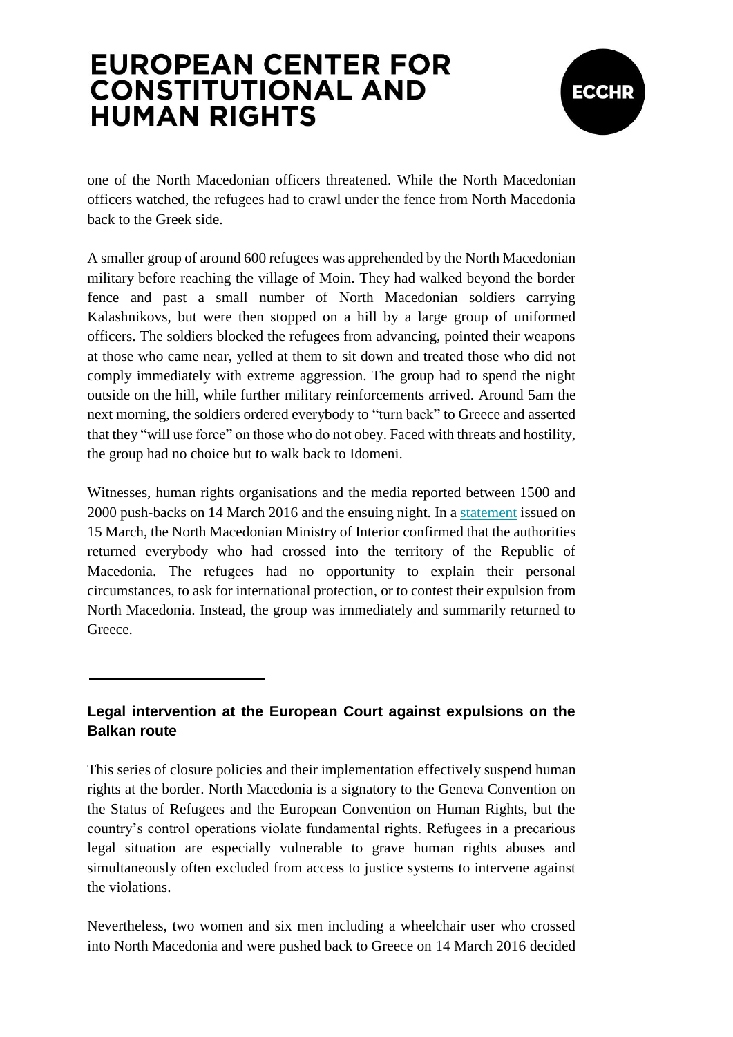one of the North Macedonian officers threatened. While the North Macedonian officers watched, the refugees had to crawl under the fence from North Macedonia back to the Greek side.

A smaller group of around 600 refugees was apprehended by the North Macedonian military before reaching the village of Moin. They had walked beyond the border fence and past a small number of North Macedonian soldiers carrying Kalashnikovs, but were then stopped on a hill by a large group of uniformed officers. The soldiers blocked the refugees from advancing, pointed their weapons at those who came near, yelled at them to sit down and treated those who did not comply immediately with extreme aggression. The group had to spend the night outside on the hill, while further military reinforcements arrived. Around 5am the next morning, the soldiers ordered everybody to "turn back" to Greece and asserted that they "will use force" on those who do not obey. Faced with threats and hostility, the group had no choice but to walk back to Idomeni.

Witnesses, human rights organisations and the media reported between 1500 and 2000 push-backs on 14 March 2016 and the ensuing night. In a statement issued on 15 March, the North Macedonian Ministry of Interior confirmed that the authorities returned everybody who had crossed into the territory of the Republic of Macedonia. The refugees had no opportunity to explain their personal circumstances, to ask for international protection, or to contest their expulsion from North Macedonia. Instead, the group was immediately and summarily returned to Greece.

---

## Legal intervention at the European Court against expulsions on the Balkan route

This series of closure policies and their implementation effectively suspend human rights at the border. North Macedonia is a signatory to the Geneva Convention on the Status of Refugees and the European Convention on Human Rights, but the country's control operations violate fundamental rights. Refugees in a precarious legal situation are especially vulnerable to grave human rights abuses and simultaneously often excluded from access to justice systems to intervene against the violations.

Nevertheless, two women and six men including a wheelchair user who crossed into North Macedonia and were pushed back to Greece on 14 March 2016 decided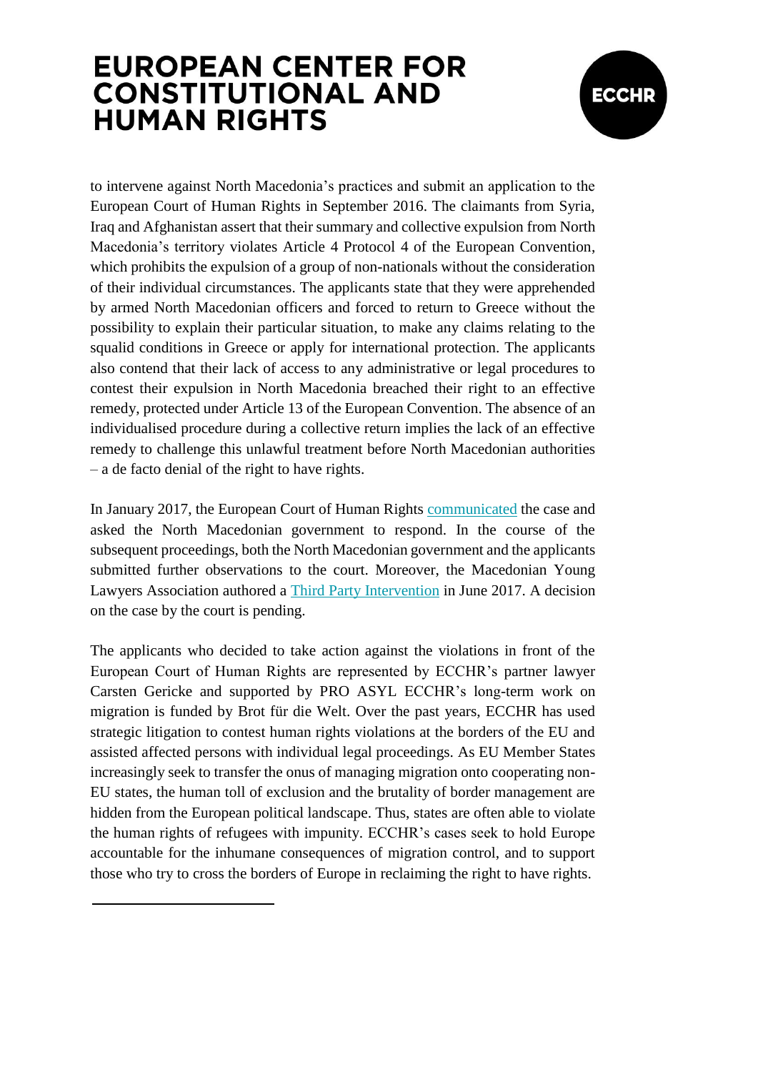to intervene against North Macedonia's practices and submit an application to the European Court of Human Rights in September 2016. The claimants from Syria, Iraq and Afghanistan assert that their summary and collective expulsion from North Macedonia's territory violates Article 4 Protocol 4 of the European Convention, which prohibits the expulsion of a group of non-nationals without the consideration of their individual circumstances. The applicants state that they were apprehended by armed North Macedonian officers and forced to return to Greece without the possibility to explain their particular situation, to make any claims relating to the squalid conditions in Greece or apply for international protection. The applicants also contend that their lack of access to any administrative or legal procedures to contest their expulsion in North Macedonia breached their right to an effective remedy, protected under Article 13 of the European Convention. The absence of an individualised procedure during a collective return implies the lack of an effective remedy to challenge this unlawful treatment before North Macedonian authorities – a de facto denial of the right to have rights.

In January 2017, the European Court of Human Rights communicated the case and asked the North Macedonian government to respond. In the course of the subsequent proceedings, both the North Macedonian government and the applicants submitted further observations to the court. Moreover, the Macedonian Young Lawyers Association authored a Third Party Intervention in June 2017. A decision on the case by the court is pending.

The applicants who decided to take action against the violations in front of the European Court of Human Rights are represented by ECCHR's partner lawyer Carsten Gericke and supported by PRO ASYL ECCHR's long-term work on migration is funded by Brot für die Welt. Over the past years, ECCHR has used strategic litigation to contest human rights violations at the borders of the EU and assisted affected persons with individual legal proceedings. As EU Member States increasingly seek to transfer the onus of managing migration onto cooperating non-EU states, the human toll of exclusion and the brutality of border management are hidden from the European political landscape. Thus, states are often able to violate the human rights of refugees with impunity. ECCHR's cases seek to hold Europe accountable for the inhumane consequences of migration control, and to support those who try to cross the borders of Europe in reclaiming the right to have rights.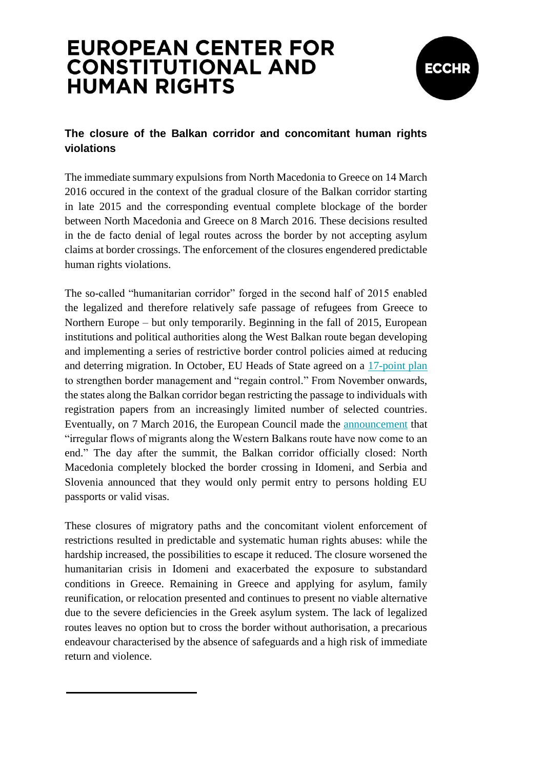# EUROPEAN CENTER FOR CONSTITUTIONAL AND HUMAN RIGHTS

**The closure of the Balkan corridor and concomitant human rights violations**

The immediate summary expulsions from North Macedonia to Greece on 14 March 2016 occured in the context of the gradual closure of the Balkan corridor starting in late 2015 and the corresponding eventual complete blockage of the border between North Macedonia and Greece on 8 March 2016. These decisions resulted in the de facto denial of legal routes across the border by not accepting asylum claims at border crossings. The enforcement of the closures engendered predictable human rights violations.

The so-called "humanitarian corridor" forged in the second half of 2015 enabled the legalized and therefore relatively safe passage of refugees from Greece to Northern Europe – but only temporarily. Beginning in the fall of 2015, European institutions and political authorities along the West Balkan route began developing and implementing a series of restrictive border control policies aimed at reducing and deterring migration. In October, EU Heads of State agreed on a 17-point plan to strengthen border management and "regain control." From November onwards, the states along the Balkan corridor began restricting the passage to individuals with registration papers from an increasingly limited number of selected countries. Eventually, on 7 March 2016, the European Council made the announcement that "irregular flows of migrants along the Western Balkans route have now come to an end." The day after the summit, the Balkan corridor officially closed: North Macedonia completely blocked the border crossing in Idomeni, and Serbia and Slovenia announced that they would only permit entry to persons holding EU passports or valid visas.

These closures of migratory paths and the concomitant violent enforcement of restrictions resulted in predictable and systematic human rights abuses: while the hardship increased, the possibilities to escape it reduced. The closure worsened the humanitarian crisis in Idomeni and exacerbated the exposure to substandard conditions in Greece. Remaining in Greece and applying for asylum, family reunification, or relocation presented and continues to present no viable alternative due to the severe deficiencies in the Greek asylum system. The lack of legalized routes leaves no option but to cross the border without authorisation, a precarious endeavour characterised by the absence of safeguards and a high risk of immediate return and violence.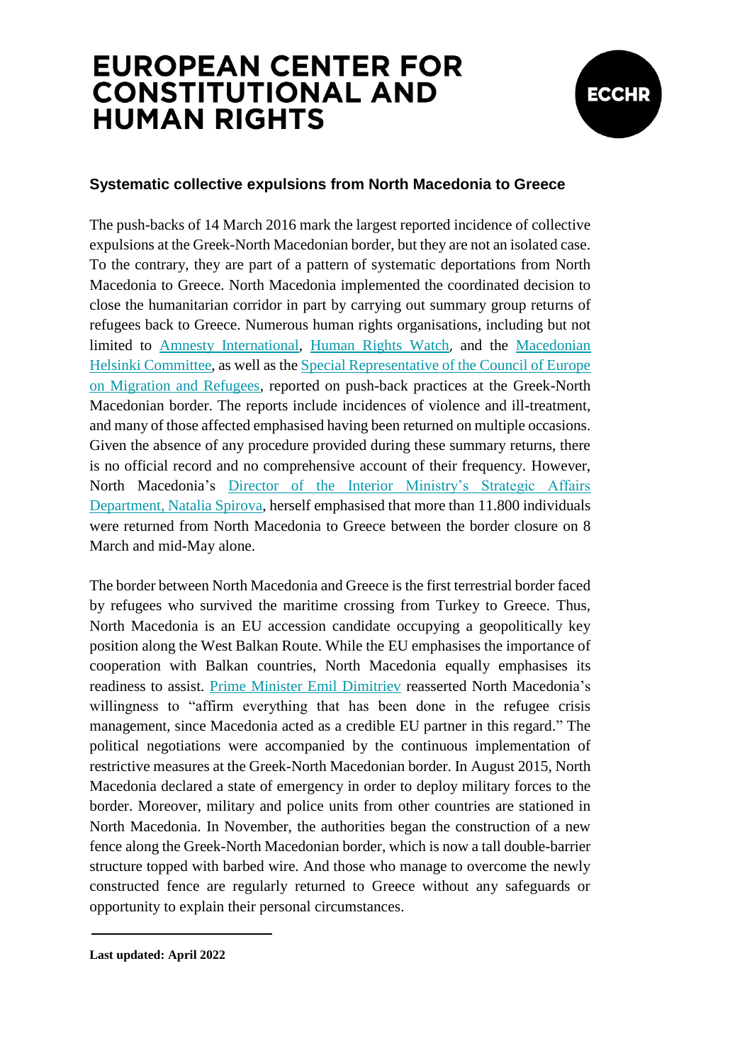# EUROPEAN CENTER FOR CONSTITUTIONAL AND HUMAN RIGHTS

ECCHR

**Systematic collective expulsions from North Macedonia to Greece**

The push-backs of 14 March 2016 mark the largest reported incidence of collective expulsions at the Greek-North Macedonian border, but they are not an isolated case. To the contrary, they are part of a pattern of systematic deportations from North Macedonia to Greece. North Macedonia implemented the coordinated decision to close the humanitarian corridor in part by carrying out summary group returns of refugees back to Greece. Numerous human rights organisations, including but not limited to Amnesty International, Human Rights Watch, and the Macedonian Helsinki Committee, as well as the Special Representative of the Council of Europe on Migration and Refugees, reported on push-back practices at the Greek-North Macedonian border. The reports include incidences of violence and ill-treatment, and many of those affected emphasised having been returned on multiple occasions. Given the absence of any procedure provided during these summary returns, there is no official record and no comprehensive account of their frequency. However, North Macedonia's Director of the Interior Ministry's Strategic Affairs Department, Natalia Spirova, herself emphasised that more than 11.800 individuals were returned from North Macedonia to Greece between the border closure on 8 March and mid-May alone.

The border between North Macedonia and Greece is the first terrestrial border faced by refugees who survived the maritime crossing from Turkey to Greece. Thus, North Macedonia is an EU accession candidate occupying a geopolitically key position along the West Balkan Route. While the EU emphasises the importance of cooperation with Balkan countries, North Macedonia equally emphasises its readiness to assist. Prime Minister Emil Dimitriev reasserted North Macedonia's willingness to "affirm everything that has been done in the refugee crisis management, since Macedonia acted as a credible EU partner in this regard." The political negotiations were accompanied by the continuous implementation of restrictive measures at the Greek-North Macedonian border. In August 2015, North Macedonia declared a state of emergency in order to deploy military forces to the border. Moreover, military and police units from other countries are stationed in North Macedonia. In November, the authorities began the construction of a new fence along the Greek-North Macedonian border, which is now a tall double-barrier structure topped with barbed wire. And those who manage to overcome the newly constructed fence are regularly returned to Greece without any safeguards or opportunity to explain their personal circumstances.

---

**Last updated: April 2022**